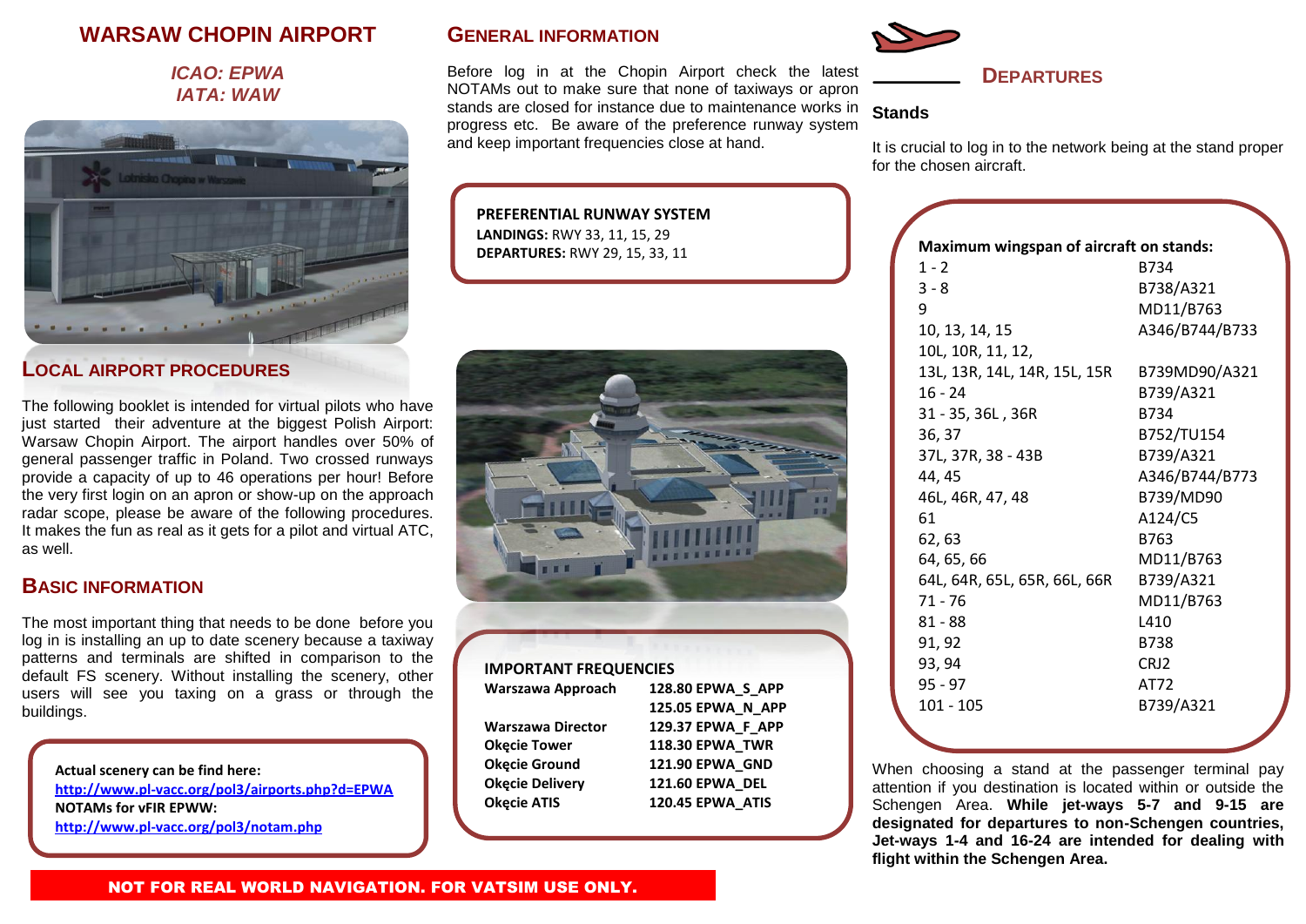# WARSAW CHOPIN AIRPORT

***ICAO: EPWA***
***IATA: WAW***

## LOCAL AIRPORT PROCEDURES

The following booklet is intended for virtual pilots who have just started their adventure at the biggest Polish Airport: Warsaw Chopin Airport. The airport handles over 50% of general passenger traffic in Poland. Two crossed runways provide a capacity of up to 46 operations per hour! Before the very first login on an apron or show-up on the approach radar scope, please be aware of the following procedures. It makes the fun as real as it gets for a pilot and virtual ATC, as well.

## BASIC INFORMATION

The most important thing that needs to be done before you log in is installing an up to date scenery because a taxiway patterns and terminals are shifted in comparison to the default FS scenery. Without installing the scenery, other users will see you taxing on a grass or through the buildings.

**Actual scenery can be find here:**
**http://www.pl-vacc.org/pol3/airports.php?d=EPWA**
**NOTAMs for vFIR EPWW:**
**http://www.pl-vacc.org/pol3/notam.php**

## GENERAL INFORMATION

Before log in at the Chopin Airport check the latest NOTAMs out to make sure that none of taxiways or apron stands are closed for instance due to maintenance works in progress etc. Be aware of the preference runway system and keep important frequencies close at hand.

**PREFERENTIAL RUNWAY SYSTEM**
**LANDINGS:** RWY 33, 11, 15, 29
**DEPARTURES:** RWY 29, 15, 33, 11

**IMPORTANT FREQUENCIES**

| | |
|---|---|
| **Warszawa Approach** | **128.80 EPWA_S_APP** |
| | **125.05 EPWA_N_APP** |
| **Warszawa Director** | **129.37 EPWA_F_APP** |
| **Okęcie Tower** | **118.30 EPWA_TWR** |
| **Okęcie Ground** | **121.90 EPWA_GND** |
| **Okęcie Delivery** | **121.60 EPWA_DEL** |
| **Okęcie ATIS** | **120.45 EPWA_ATIS** |

## DEPARTURES

### Stands

It is crucial to log in to the network being at the stand proper for the chosen aircraft.

**Maximum wingspan of aircraft on stands:**

| Stands | Aircraft |
|---|---|
| 1 - 2 | B734 |
| 3 - 8 | B738/A321 |
| 9 | MD11/B763 |
| 10, 13, 14, 15 | A346/B744/B733 |
| 10L, 10R, 11, 12, 13L, 13R, 14L, 14R, 15L, 15R | B739MD90/A321 |
| 16 - 24 | B739/A321 |
| 31 - 35, 36L , 36R | B734 |
| 36, 37 | B752/TU154 |
| 37L, 37R, 38 - 43B | B739/A321 |
| 44, 45 | A346/B744/B773 |
| 46L, 46R, 47, 48 | B739/MD90 |
| 61 | A124/C5 |
| 62, 63 | B763 |
| 64, 65, 66 | MD11/B763 |
| 64L, 64R, 65L, 65R, 66L, 66R | B739/A321 |
| 71 - 76 | MD11/B763 |
| 81 - 88 | L410 |
| 91, 92 | B738 |
| 93, 94 | CRJ2 |
| 95 - 97 | AT72 |
| 101 - 105 | B739/A321 |

When choosing a stand at the passenger terminal pay attention if you destination is located within or outside the Schengen Area. **While jet-ways 5-7 and 9-15 are designated for departures to non-Schengen countries, Jet-ways 1-4 and 16-24 are intended for dealing with flight within the Schengen Area.**

**NOT FOR REAL WORLD NAVIGATION. FOR VATSIM USE ONLY.**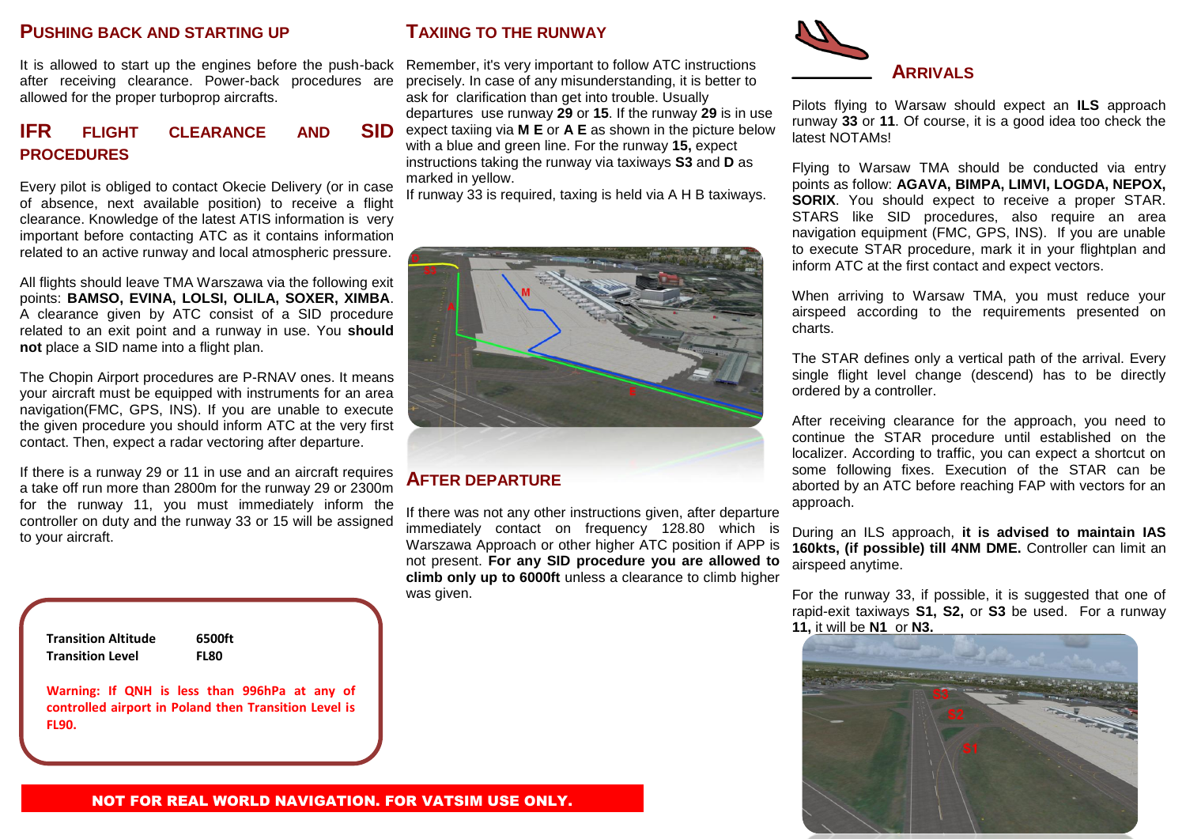## Pushing back and starting up

It is allowed to start up the engines before the push-back after receiving clearance. Power-back procedures are allowed for the proper turboprop aircrafts.

## IFR flight clearance and SID procedures

Every pilot is obliged to contact Okecie Delivery (or in case of absence, next available position) to receive a flight clearance. Knowledge of the latest ATIS information is very important before contacting ATC as it contains information related to an active runway and local atmospheric pressure.

All flights should leave TMA Warszawa via the following exit points: **BAMSO, EVINA, LOLSI, OLILA, SOXER, XIMBA**. A clearance given by ATC consist of a SID procedure related to an exit point and a runway in use. You **should not** place a SID name into a flight plan.

The Chopin Airport procedures are P-RNAV ones. It means your aircraft must be equipped with instruments for an area navigation(FMC, GPS, INS). If you are unable to execute the given procedure you should inform ATC at the very first contact. Then, expect a radar vectoring after departure.

If there is a runway 29 or 11 in use and an aircraft requires a take off run more than 2800m for the runway 29 or 2300m for the runway 11, you must immediately inform the controller on duty and the runway 33 or 15 will be assigned to your aircraft.

| **Transition Altitude** | **6500ft** |
| --- | --- |
| **Transition Level** | **FL80** |

**Warning: If QNH is less than 996hPa at any of controlled airport in Poland then Transition Level is FL90.**

## Taxiing to the runway

Remember, it's very important to follow ATC instructions precisely. In case of any misunderstanding, it is better to ask for clarification than get into trouble. Usually departures use runway **29** or **15**. If the runway **29** is in use expect taxiing via **M E** or **A E** as shown in the picture below with a blue and green line. For the runway **15,** expect instructions taking the runway via taxiways **S3** and **D** as marked in yellow.
If runway 33 is required, taxing is held via A H B taxiways.

## After departure

If there was not any other instructions given, after departure immediately contact on frequency 128.80 which is Warszawa Approach or other higher ATC position if APP is not present. **For any SID procedure you are allowed to climb only up to 6000ft** unless a clearance to climb higher was given.

## Arrivals

Pilots flying to Warsaw should expect an **ILS** approach runway **33** or **11**. Of course, it is a good idea too check the latest NOTAMs!

Flying to Warsaw TMA should be conducted via entry points as follow: **AGAVA, BIMPA, LIMVI, LOGDA, NEPOX, SORIX**. You should expect to receive a proper STAR. STARS like SID procedures, also require an area navigation equipment (FMC, GPS, INS). If you are unable to execute STAR procedure, mark it in your flightplan and inform ATC at the first contact and expect vectors.

When arriving to Warsaw TMA, you must reduce your airspeed according to the requirements presented on charts.

The STAR defines only a vertical path of the arrival. Every single flight level change (descend) has to be directly ordered by a controller.

After receiving clearance for the approach, you need to continue the STAR procedure until established on the localizer. According to traffic, you can expect a shortcut on some following fixes. Execution of the STAR can be aborted by an ATC before reaching FAP with vectors for an approach.

During an ILS approach, **it is advised to maintain IAS 160kts, (if possible) till 4NM DME.** Controller can limit an airspeed anytime.

For the runway 33, if possible, it is suggested that one of rapid-exit taxiways **S1, S2,** or **S3** be used. For a runway **11,** it will be **N1** or **N3.**

**NOT FOR REAL WORLD NAVIGATION. FOR VATSIM USE ONLY.**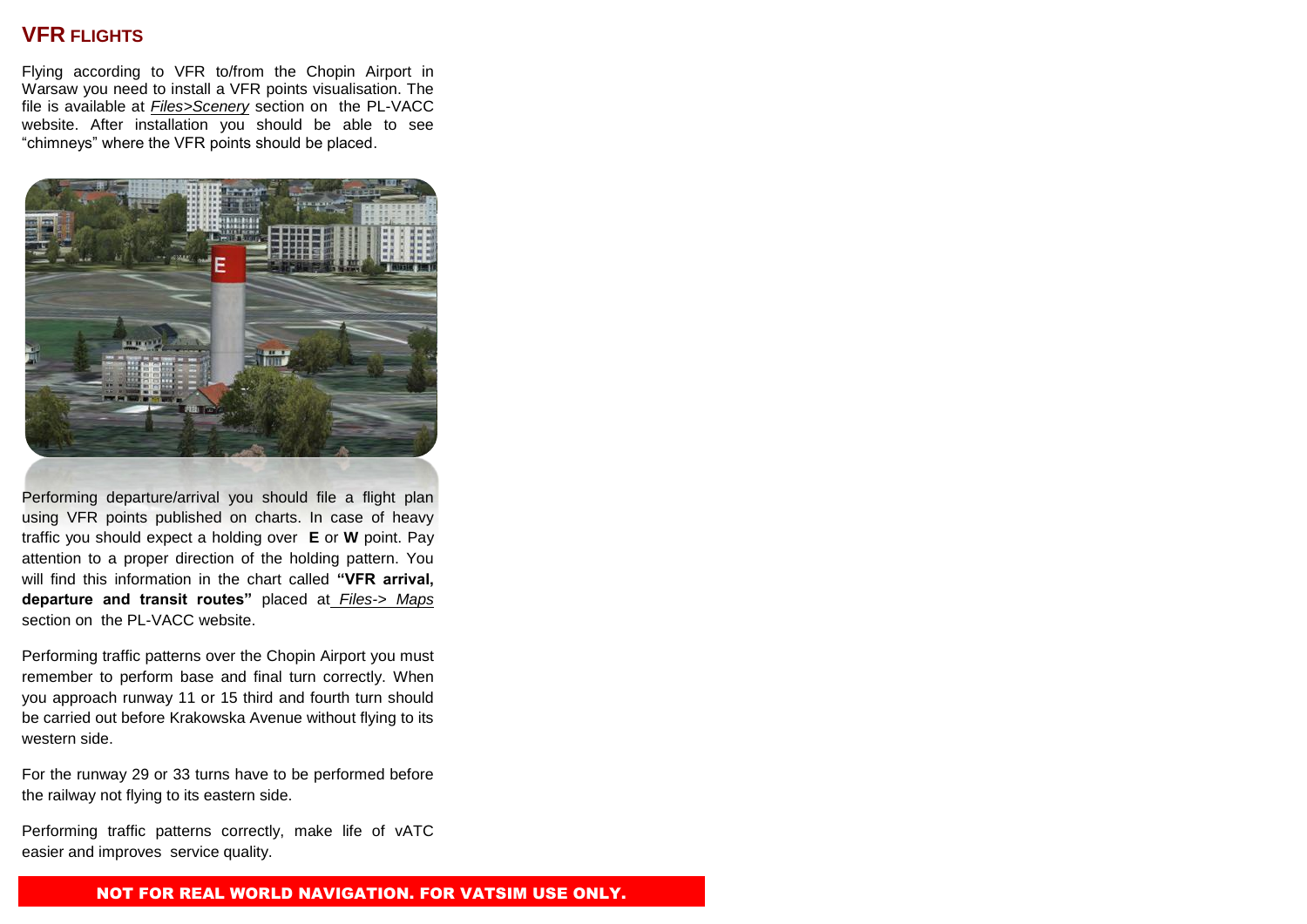## VFR FLIGHTS

Flying according to VFR to/from the Chopin Airport in Warsaw you need to install a VFR points visualisation. The file is available at *Files>Scenery* section on the PL-VACC website. After installation you should be able to see "chimneys" where the VFR points should be placed.

Performing departure/arrival you should file a flight plan using VFR points published on charts. In case of heavy traffic you should expect a holding over **E** or **W** point. Pay attention to a proper direction of the holding pattern. You will find this information in the chart called **"VFR arrival, departure and transit routes"** placed at *Files-> Maps* section on the PL-VACC website.

Performing traffic patterns over the Chopin Airport you must remember to perform base and final turn correctly. When you approach runway 11 or 15 third and fourth turn should be carried out before Krakowska Avenue without flying to its western side.

For the runway 29 or 33 turns have to be performed before the railway not flying to its eastern side.

Performing traffic patterns correctly, make life of vATC easier and improves service quality.

**NOT FOR REAL WORLD NAVIGATION. FOR VATSIM USE ONLY.**